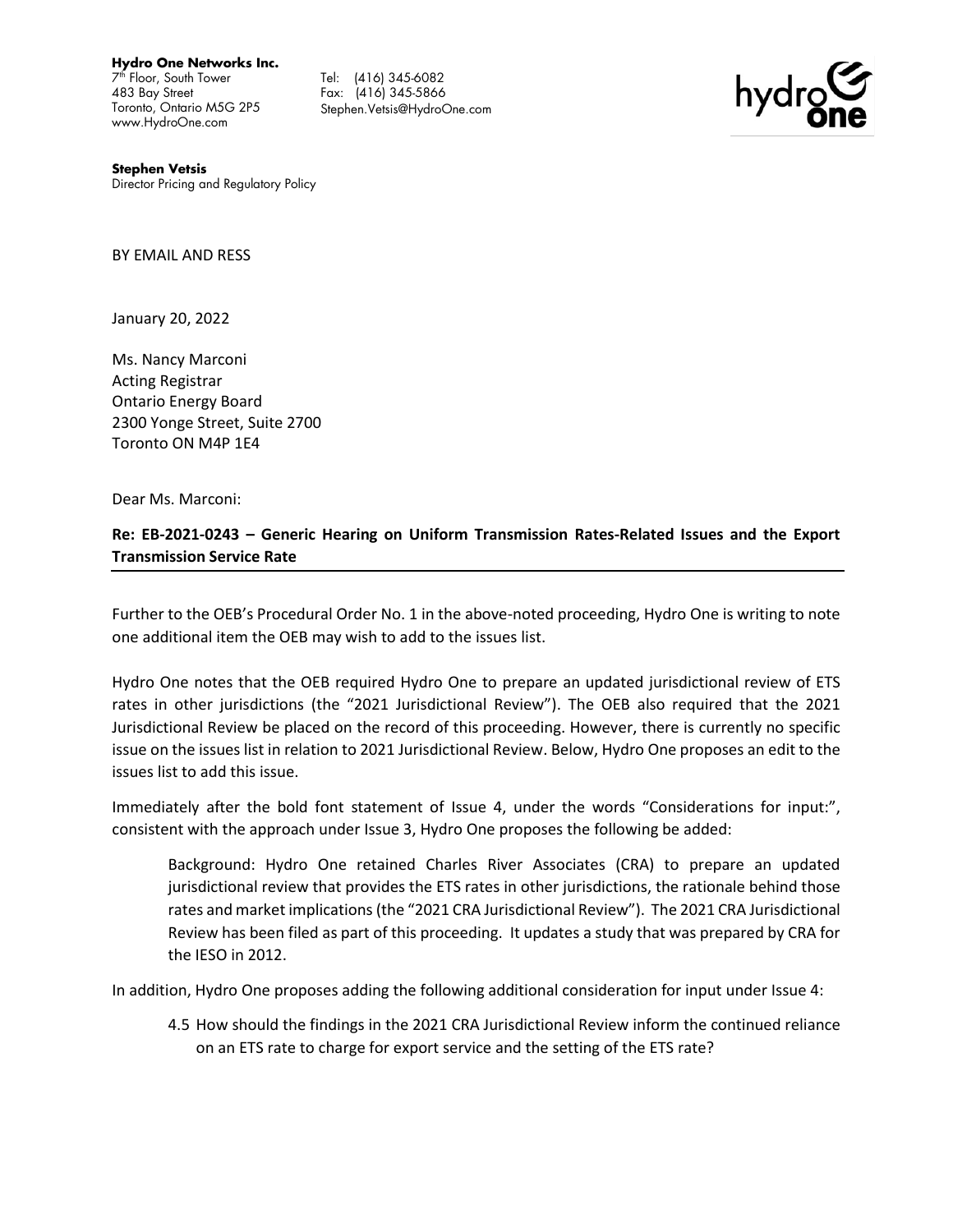**Hydro One Networks Inc.**
7[th] Floor, South Tower
483 Bay Street
Toronto, Ontario M5G 2P5
www.HydroOne.com

Tel: (416) 345-6082
Fax: (416) 345-5866
Stephen.Vetsis@HydroOne.com

**Stephen Vetsis**
Director Pricing and Regulatory Policy

BY EMAIL AND RESS

January 20, 2022

Ms. Nancy Marconi
Acting Registrar
Ontario Energy Board
2300 Yonge Street, Suite 2700
Toronto ON M4P 1E4

Dear Ms. Marconi:

**Re: EB-2021-0243 – Generic Hearing on Uniform Transmission Rates-Related Issues and the Export Transmission Service Rate**

Further to the OEB's Procedural Order No. 1 in the above-noted proceeding, Hydro One is writing to note one additional item the OEB may wish to add to the issues list.

Hydro One notes that the OEB required Hydro One to prepare an updated jurisdictional review of ETS rates in other jurisdictions (the "2021 Jurisdictional Review"). The OEB also required that the 2021 Jurisdictional Review be placed on the record of this proceeding. However, there is currently no specific issue on the issues list in relation to 2021 Jurisdictional Review. Below, Hydro One proposes an edit to the issues list to add this issue.

Immediately after the bold font statement of Issue 4, under the words "Considerations for input:", consistent with the approach under Issue 3, Hydro One proposes the following be added:

> Background: Hydro One retained Charles River Associates (CRA) to prepare an updated jurisdictional review that provides the ETS rates in other jurisdictions, the rationale behind those rates and market implications (the "2021 CRA Jurisdictional Review"). The 2021 CRA Jurisdictional Review has been filed as part of this proceeding. It updates a study that was prepared by CRA for the IESO in 2012.

In addition, Hydro One proposes adding the following additional consideration for input under Issue 4:

> 4.5 How should the findings in the 2021 CRA Jurisdictional Review inform the continued reliance on an ETS rate to charge for export service and the setting of the ETS rate?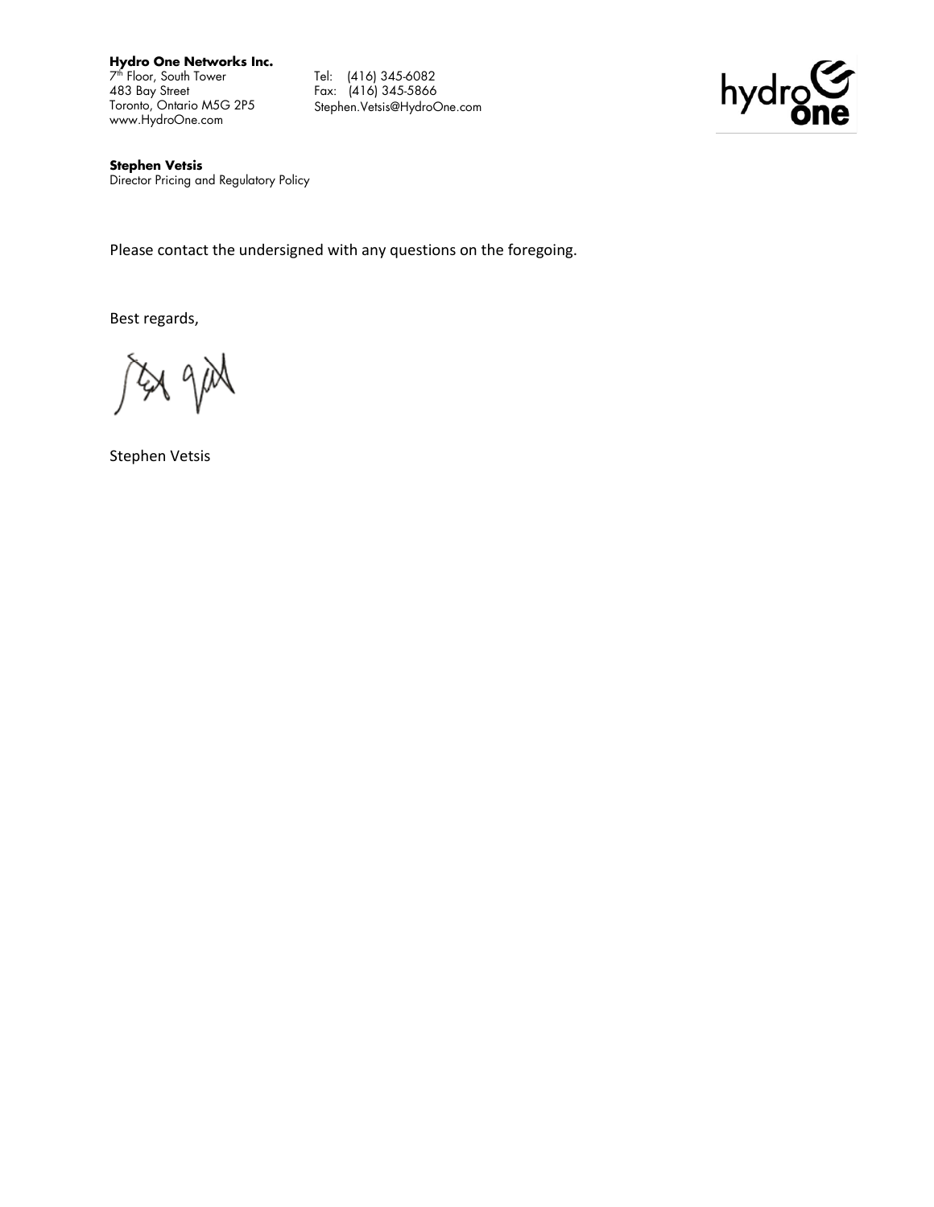**Hydro One Networks Inc.**
7th Floor, South Tower
483 Bay Street
Toronto, Ontario M5G 2P5
www.HydroOne.com

Tel: (416) 345-6082
Fax: (416) 345-5866
Stephen.Vetsis@HydroOne.com

**Stephen Vetsis**
Director Pricing and Regulatory Policy

Please contact the undersigned with any questions on the foregoing.

Best regards,

Stephen Vetsis